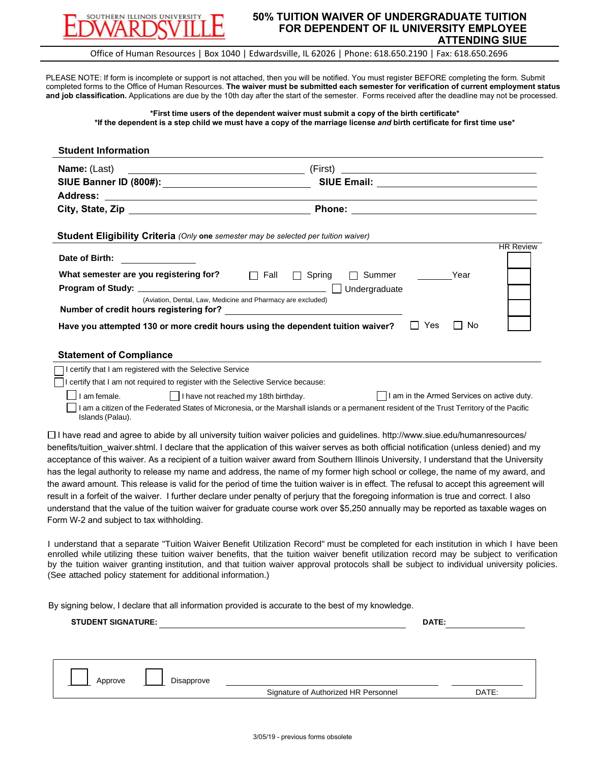SOUTHERN ILLINOIS UNIVERSITY EDWARDSVILLE

# 50% TUITION WAIVER OF UNDERGRADUATE TUITION FOR DEPENDENT OF IL UNIVERSITY EMPLOYEE ATTENDING SIUE

Office of Human Resources | Box 1040 | Edwardsville, IL 62026 | Phone: 618.650.2190 | Fax: 618.650.2696

PLEASE NOTE: If form is incomplete or support is not attached, then you will be notified. You must register BEFORE completing the form. Submit completed forms to the Office of Human Resources. **The waiver must be submitted each semester for verification of current employment status and job classification.** Applications are due by the 10th day after the start of the semester. Forms received after the deadline may not be processed.

**\*First time users of the dependent waiver must submit a copy of the birth certificate\***

**\*If the dependent is a step child we must have a copy of the marriage license *and* birth certificate for first time use\***

## Student Information

**Name:** (Last) ______________________ (First) ______________________

**SIUE Banner ID (800#):** ______________________ **SIUE Email:** ______________________

**Address:** ____________________________________________

**City, State, Zip** ______________________ **Phone:** ______________________

## Student Eligibility Criteria *(Only* **one** *semester may be selected per tuition waiver)*

HR Review

**Date of Birth:** ____________ ☐

**What semester are you registering for?** ☐ Fall ☐ Spring ☐ Summer ______Year ☐

**Program of Study:** ______________________ ☐ Undergraduate ☐

(Aviation, Dental, Law, Medicine and Pharmacy are excluded)

**Number of credit hours registering for?** ______________________ ☐

**Have you attempted 130 or more credit hours using the dependent tuition waiver?** ☐ Yes ☐ No ☐

## Statement of Compliance

☐ I certify that I am registered with the Selective Service

☐ I certify that I am not required to register with the Selective Service because:

- ☐ I am female.
- ☐ I have not reached my 18th birthday.
- ☐ I am in the Armed Services on active duty.
- ☐ I am a citizen of the Federated States of Micronesia, or the Marshall islands or a permanent resident of the Trust Territory of the Pacific Islands (Palau).

☐ I have read and agree to abide by all university tuition waiver policies and guidelines. http://www.siue.edu/humanresources/benefits/tuition_waiver.shtml. I declare that the application of this waiver serves as both official notification (unless denied) and my acceptance of this waiver. As a recipient of a tuition waiver award from Southern Illinois University, I understand that the University has the legal authority to release my name and address, the name of my former high school or college, the name of my award, and the award amount. This release is valid for the period of time the tuition waiver is in effect. The refusal to accept this agreement will result in a forfeit of the waiver. I further declare under penalty of perjury that the foregoing information is true and correct. I also understand that the value of the tuition waiver for graduate course work over $5,250 annually may be reported as taxable wages on Form W-2 and subject to tax withholding.

I understand that a separate "Tuition Waiver Benefit Utilization Record" must be completed for each institution in which I have been enrolled while utilizing these tuition waiver benefits, that the tuition waiver benefit utilization record may be subject to verification by the tuition waiver granting institution, and that tuition waiver approval protocols shall be subject to individual university policies. (See attached policy statement for additional information.)

By signing below, I declare that all information provided is accurate to the best of my knowledge.

**STUDENT SIGNATURE:** ______________________ **DATE:** ____________

☐ Approve ☐ Disapprove ______________________ ____________

Signature of Authorized HR Personnel DATE:

3/05/19 - previous forms obsolete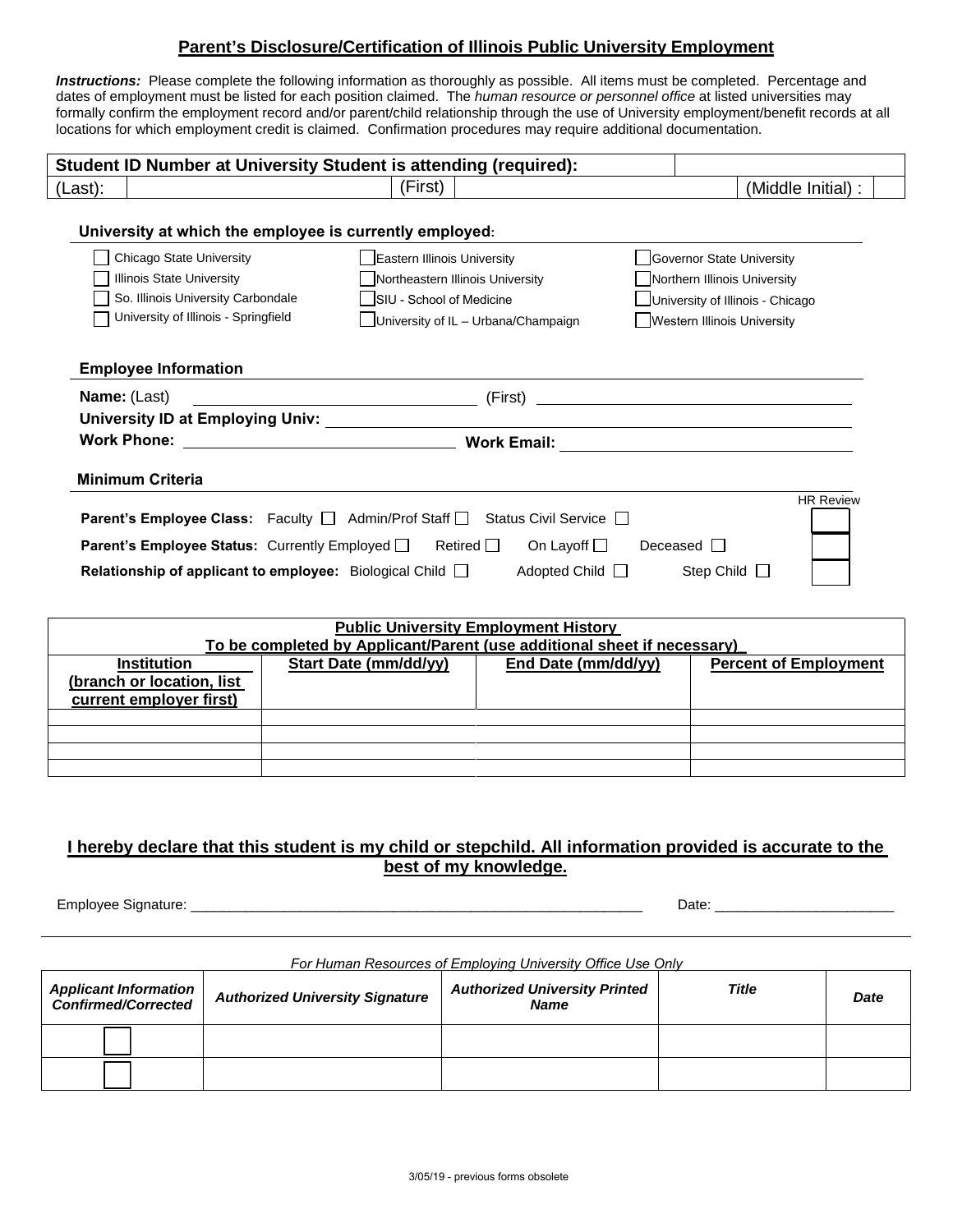## Parent's Disclosure/Certification of Illinois Public University Employment

***Instructions:*** Please complete the following information as thoroughly as possible. All items must be completed. Percentage and dates of employment must be listed for each position claimed. The *human resource or personnel office* at listed universities may formally confirm the employment record and/or parent/child relationship through the use of University employment/benefit records at all locations for which employment credit is claimed. Confirmation procedures may require additional documentation.

| **Student ID Number at University Student is attending (required):** | | | | | |
|---|---|---|---|---|---|
| (Last): | | (First) | | (Middle Initial) : | |

**University at which the employee is currently employed:**

- ☐ Chicago State University
- ☐ Illinois State University
- ☐ So. Illinois University Carbondale
- ☐ University of Illinois - Springfield
- ☐ Eastern Illinois University
- ☐ Northeastern Illinois University
- ☐ SIU - School of Medicine
- ☐ University of IL – Urbana/Champaign
- ☐ Governor State University
- ☐ Northern Illinois University
- ☐ University of Illinois - Chicago
- ☐ Western Illinois University

**Employee Information**

**Name:** (Last) ______________________ (First) ______________________

**University ID at Employing Univ:** ______________________

**Work Phone:** ______________________ **Work Email:** ______________________

**Minimum Criteria**

HR Review

**Parent's Employee Class:** Faculty ☐ Admin/Prof Staff ☐ Status Civil Service ☐ ☐

**Parent's Employee Status:** Currently Employed ☐ Retired ☐ On Layoff ☐ Deceased ☐ ☐

**Relationship of applicant to employee:** Biological Child ☐ Adopted Child ☐ Step Child ☐ ☐

**Public University Employment History**
**To be completed by Applicant/Parent (use additional sheet if necessary)**

| Institution (branch or location, list current employer first) | Start Date (mm/dd/yy) | End Date (mm/dd/yy) | Percent of Employment |
|---|---|---|---|
| | | | |
| | | | |
| | | | |
| | | | |

**I hereby declare that this student is my child or stepchild. All information provided is accurate to the best of my knowledge.**

Employee Signature: ______________________________________ Date: ____________________

*For Human Resources of Employing University Office Use Only*

| *Applicant Information Confirmed/Corrected* | *Authorized University Signature* | *Authorized University Printed Name* | *Title* | *Date* |
|---|---|---|---|---|
| ☐ | | | | |
| ☐ | | | | |

3/05/19 - previous forms obsolete